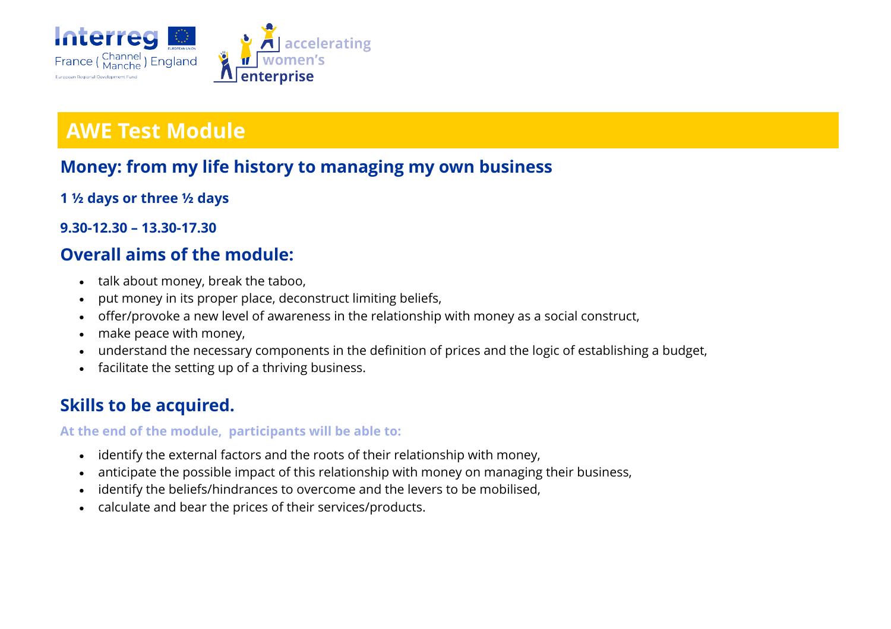# AWE Test Module

## Money: from my life history to managing my own business

**1 ½ days or three ½ days**

**9.30-12.30 – 13.30-17.30**

## Overall aims of the module:

- talk about money, break the taboo,
- put money in its proper place, deconstruct limiting beliefs,
- offer/provoke a new level of awareness in the relationship with money as a social construct,
- make peace with money,
- understand the necessary components in the definition of prices and the logic of establishing a budget,
- facilitate the setting up of a thriving business.

## Skills to be acquired.

**At the end of the module, participants will be able to:**

- identify the external factors and the roots of their relationship with money,
- anticipate the possible impact of this relationship with money on managing their business,
- identify the beliefs/hindrances to overcome and the levers to be mobilised,
- calculate and bear the prices of their services/products.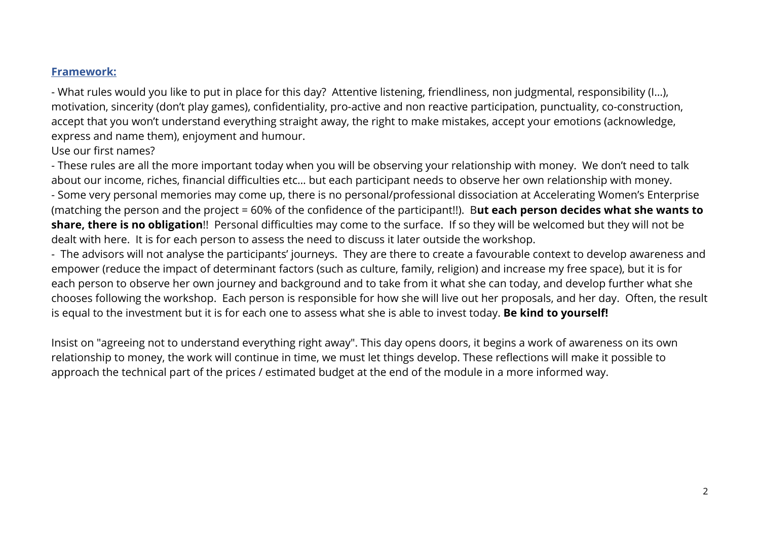**Framework:**

- What rules would you like to put in place for this day? Attentive listening, friendliness, non judgmental, responsibility (I…), motivation, sincerity (don't play games), confidentiality, pro-active and non reactive participation, punctuality, co-construction, accept that you won't understand everything straight away, the right to make mistakes, accept your emotions (acknowledge, express and name them), enjoyment and humour.

Use our first names?

- These rules are all the more important today when you will be observing your relationship with money. We don't need to talk about our income, riches, financial difficulties etc… but each participant needs to observe her own relationship with money.
- Some very personal memories may come up, there is no personal/professional dissociation at Accelerating Women's Enterprise (matching the person and the project = 60% of the confidence of the participant!!). B**ut each person decides what she wants to share, there is no obligation**!! Personal difficulties may come to the surface. If so they will be welcomed but they will not be dealt with here. It is for each person to assess the need to discuss it later outside the workshop.
- The advisors will not analyse the participants' journeys. They are there to create a favourable context to develop awareness and empower (reduce the impact of determinant factors (such as culture, family, religion) and increase my free space), but it is for each person to observe her own journey and background and to take from it what she can today, and develop further what she chooses following the workshop. Each person is responsible for how she will live out her proposals, and her day. Often, the result is equal to the investment but it is for each one to assess what she is able to invest today. **Be kind to yourself!**

Insist on "agreeing not to understand everything right away". This day opens doors, it begins a work of awareness on its own relationship to money, the work will continue in time, we must let things develop. These reflections will make it possible to approach the technical part of the prices / estimated budget at the end of the module in a more informed way.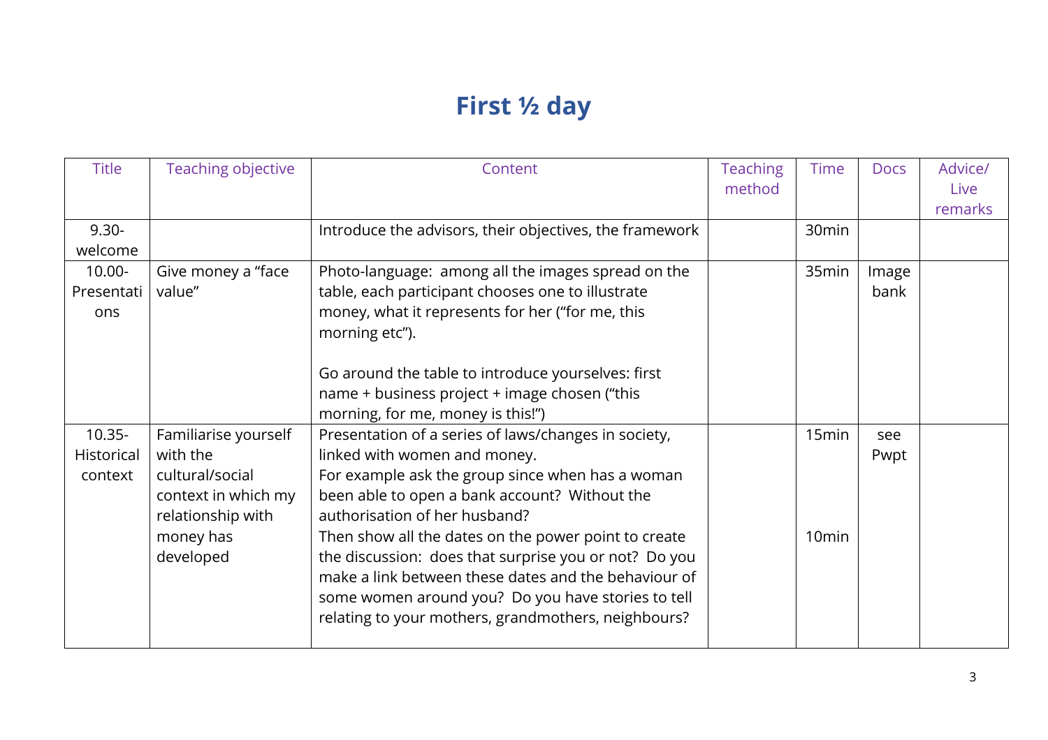# First ½ day

| Title | Teaching objective | Content | Teaching method | Time | Docs | Advice/ Live remarks |
|---|---|---|---|---|---|---|
| 9.30- welcome | | Introduce the advisors, their objectives, the framework | | 30min | | |
| 10.00- Presentations | Give money a "face value" | Photo-language: among all the images spread on the table, each participant chooses one to illustrate money, what it represents for her ("for me, this morning etc").<br><br>Go around the table to introduce yourselves: first name + business project + image chosen ("this morning, for me, money is this!") | | 35min | Image bank | |
| 10.35- Historical context | Familiarise yourself with the cultural/social context in which my relationship with money has developed | Presentation of a series of laws/changes in society, linked with women and money.<br>For example ask the group since when has a woman been able to open a bank account? Without the authorisation of her husband?<br>Then show all the dates on the power point to create the discussion: does that surprise you or not? Do you make a link between these dates and the behaviour of some women around you? Do you have stories to tell relating to your mothers, grandmothers, neighbours? | | 15min<br><br>10min | see Pwpt | |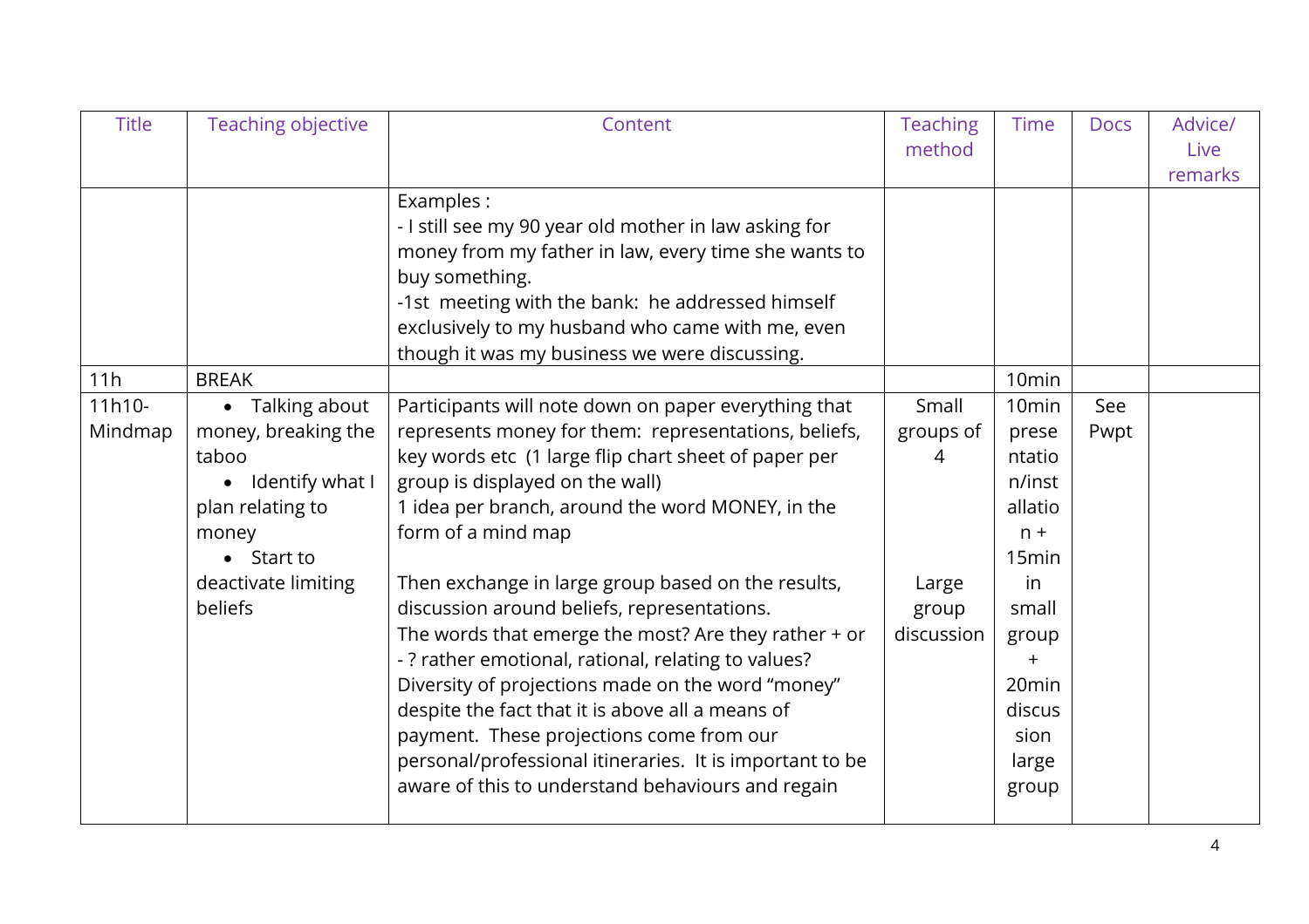| Title | Teaching objective | Content | Teaching method | Time | Docs | Advice/ Live remarks |
|---|---|---|---|---|---|---|
| | | Examples :<br>- I still see my 90 year old mother in law asking for money from my father in law, every time she wants to buy something.<br>-1st meeting with the bank: he addressed himself exclusively to my husband who came with me, even though it was my business we were discussing. | | | | |
| 11h | BREAK | | | 10min | | |
| 11h10- Mindmap | • Talking about money, breaking the taboo<br>• Identify what I plan relating to money<br>• Start to deactivate limiting beliefs | Participants will note down on paper everything that represents money for them: representations, beliefs, key words etc (1 large flip chart sheet of paper per group is displayed on the wall)<br>1 idea per branch, around the word MONEY, in the form of a mind map<br><br>Then exchange in large group based on the results, discussion around beliefs, representations.<br>The words that emerge the most? Are they rather + or - ? rather emotional, rational, relating to values?<br>Diversity of projections made on the word "money" despite the fact that it is above all a means of payment. These projections come from our personal/professional itineraries. It is important to be aware of this to understand behaviours and regain | Small groups of 4<br><br>Large group discussion | 10min presentation/installation + 15min in small group + 20min discussion large group | See Pwpt | |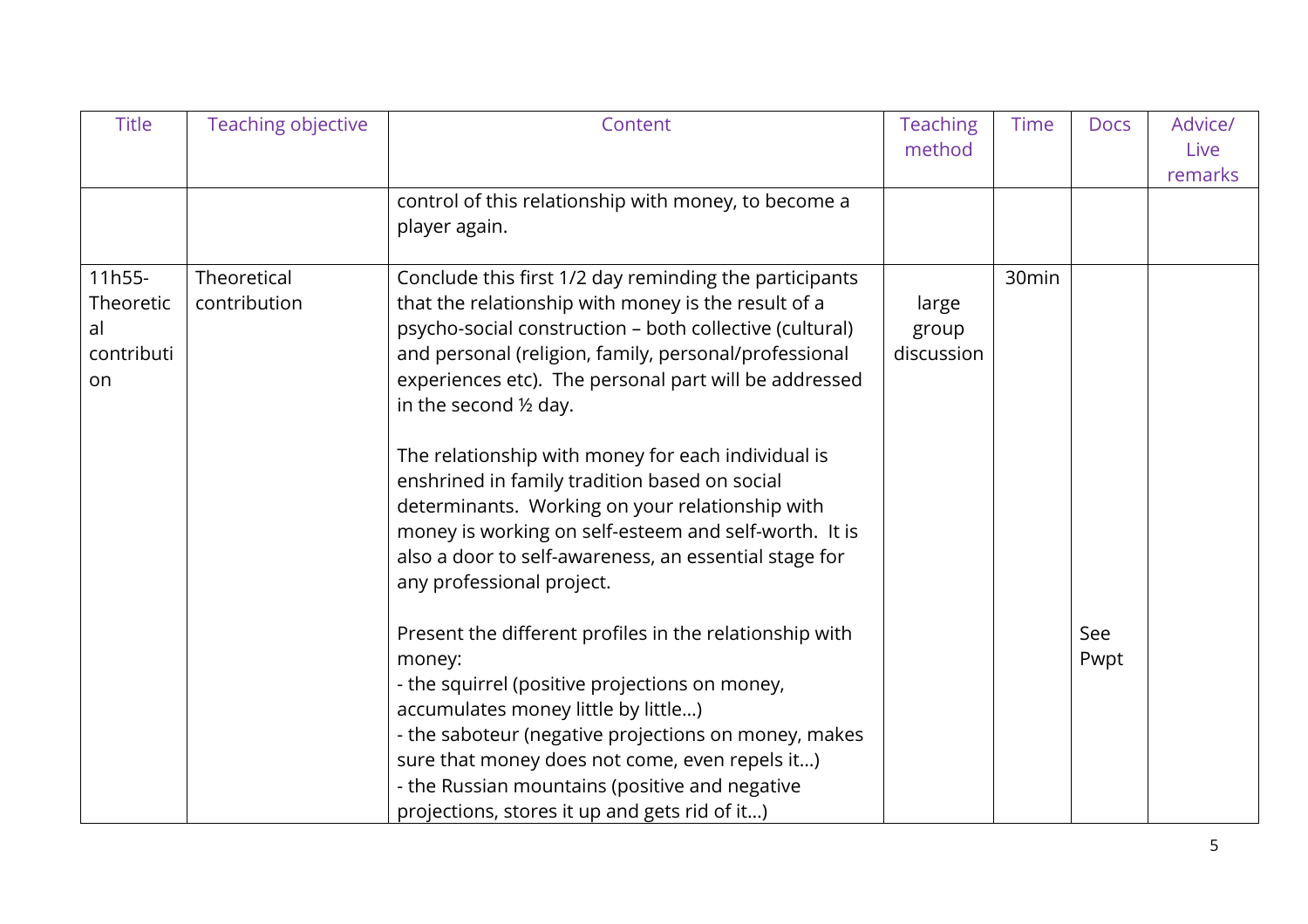| Title | Teaching objective | Content | Teaching method | Time | Docs | Advice/ Live remarks |
|---|---|---|---|---|---|---|
| | | control of this relationship with money, to become a player again. | | | | |
| 11h55- Theoretical contribution | Theoretical contribution | Conclude this first 1/2 day reminding the participants that the relationship with money is the result of a psycho-social construction – both collective (cultural) and personal (religion, family, personal/professional experiences etc). The personal part will be addressed in the second ½ day.<br><br>The relationship with money for each individual is enshrined in family tradition based on social determinants. Working on your relationship with money is working on self-esteem and self-worth. It is also a door to self-awareness, an essential stage for any professional project.<br><br>Present the different profiles in the relationship with money:<br>- the squirrel (positive projections on money, accumulates money little by little…)<br>- the saboteur (negative projections on money, makes sure that money does not come, even repels it…)<br>- the Russian mountains (positive and negative projections, stores it up and gets rid of it…) | large group discussion | 30min | See Pwpt | |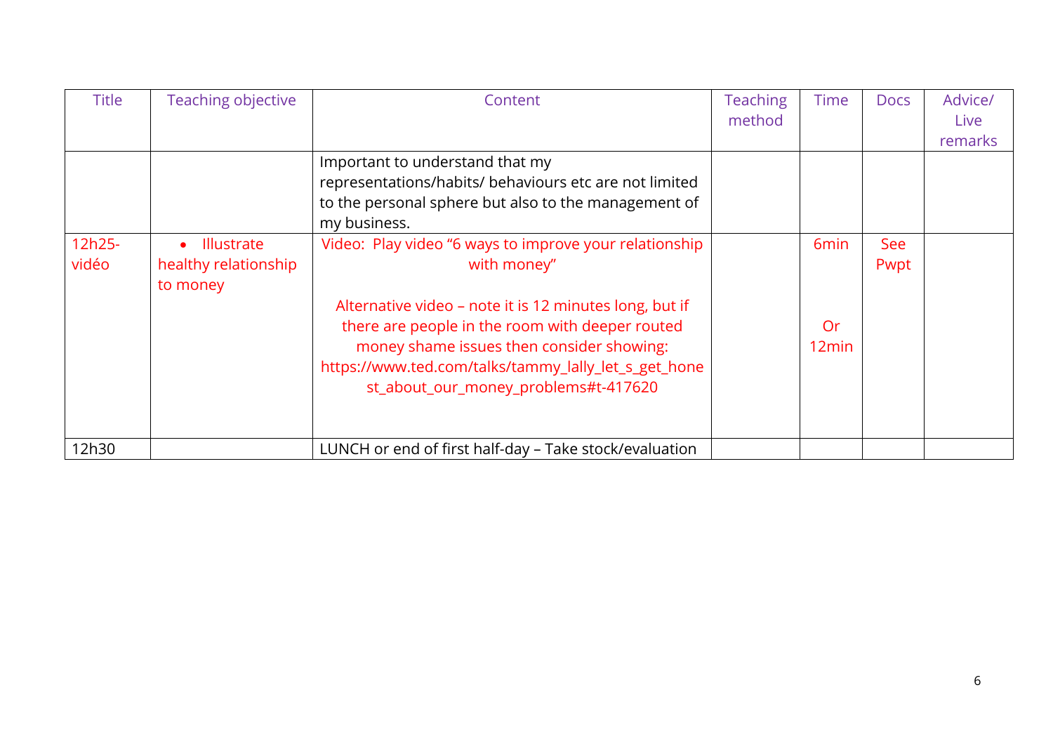| Title | Teaching objective | Content | Teaching method | Time | Docs | Advice/ Live remarks |
|---|---|---|---|---|---|---|
| | | Important to understand that my representations/habits/ behaviours etc are not limited to the personal sphere but also to the management of my business. | | | | |
| 12h25- vidéo | • Illustrate healthy relationship to money | Video: Play video "6 ways to improve your relationship with money"<br><br>Alternative video – note it is 12 minutes long, but if there are people in the room with deeper routed money shame issues then consider showing: https://www.ted.com/talks/tammy_lally_let_s_get_honest_about_our_money_problems#t-417620 | | 6min<br><br>Or 12min | See Pwpt | |
| 12h30 | | LUNCH or end of first half-day – Take stock/evaluation | | | | |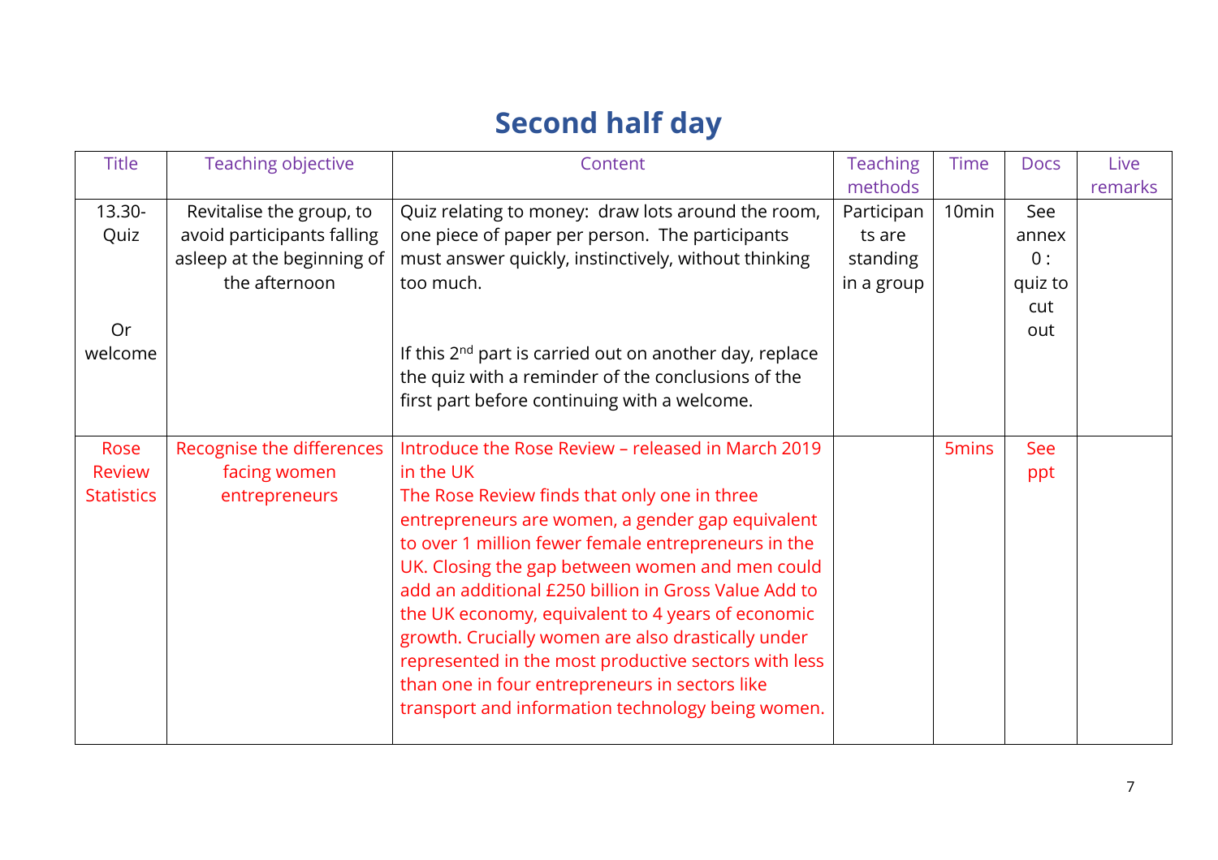# Second half day

| Title | Teaching objective | Content | Teaching methods | Time | Docs | Live remarks |
|---|---|---|---|---|---|---|
| 13.30-Quiz<br><br>Or welcome | Revitalise the group, to avoid participants falling asleep at the beginning of the afternoon | Quiz relating to money: draw lots around the room, one piece of paper per person. The participants must answer quickly, instinctively, without thinking too much.<br><br>If this 2nd part is carried out on another day, replace the quiz with a reminder of the conclusions of the first part before continuing with a welcome. | Participants are standing in a group | 10min | See annex 0 : quiz to cut out | |
| Rose Review Statistics | Recognise the differences facing women entrepreneurs | Introduce the Rose Review – released in March 2019 in the UK<br>The Rose Review finds that only one in three entrepreneurs are women, a gender gap equivalent to over 1 million fewer female entrepreneurs in the UK. Closing the gap between women and men could add an additional £250 billion in Gross Value Add to the UK economy, equivalent to 4 years of economic growth. Crucially women are also drastically under represented in the most productive sectors with less than one in four entrepreneurs in sectors like transport and information technology being women. | | 5mins | See ppt | |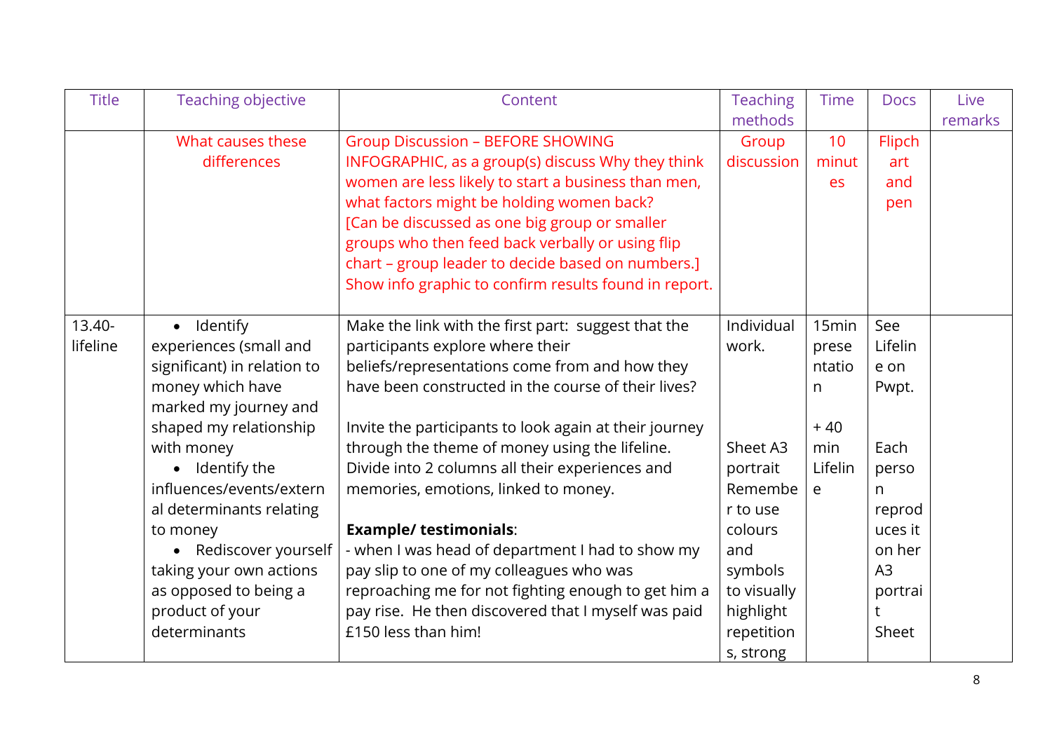| Title | Teaching objective | Content | Teaching methods | Time | Docs | Live remarks |
|---|---|---|---|---|---|---|
| | What causes these differences | Group Discussion – BEFORE SHOWING INFOGRAPHIC, as a group(s) discuss Why they think women are less likely to start a business than men, what factors might be holding women back?<br>[Can be discussed as one big group or smaller groups who then feed back verbally or using flip chart – group leader to decide based on numbers.]<br>Show info graphic to confirm results found in report. | Group discussion | 10 minutes | Flipchart and pen | |
| 13.40- lifeline | • Identify experiences (small and significant) in relation to money which have marked my journey and shaped my relationship with money<br>• Identify the influences/events/external determinants relating to money<br>• Rediscover yourself taking your own actions as opposed to being a product of your determinants | Make the link with the first part: suggest that the participants explore where their beliefs/representations come from and how they have been constructed in the course of their lives?<br><br>Invite the participants to look again at their journey through the theme of money using the lifeline. Divide into 2 columns all their experiences and memories, emotions, linked to money.<br><br>**Example/ testimonials**:<br>- when I was head of department I had to show my pay slip to one of my colleagues who was reproaching me for not fighting enough to get him a pay rise. He then discovered that I myself was paid £150 less than him! | Individual work.<br><br>Sheet A3 portrait Remember to use colours and symbols to visually highlight repetitions, strong | 15min presentation<br><br>+ 40 min Lifeline | See Lifeline on Pwpt.<br><br>Each person reproduces it on her A3 portrait Sheet | |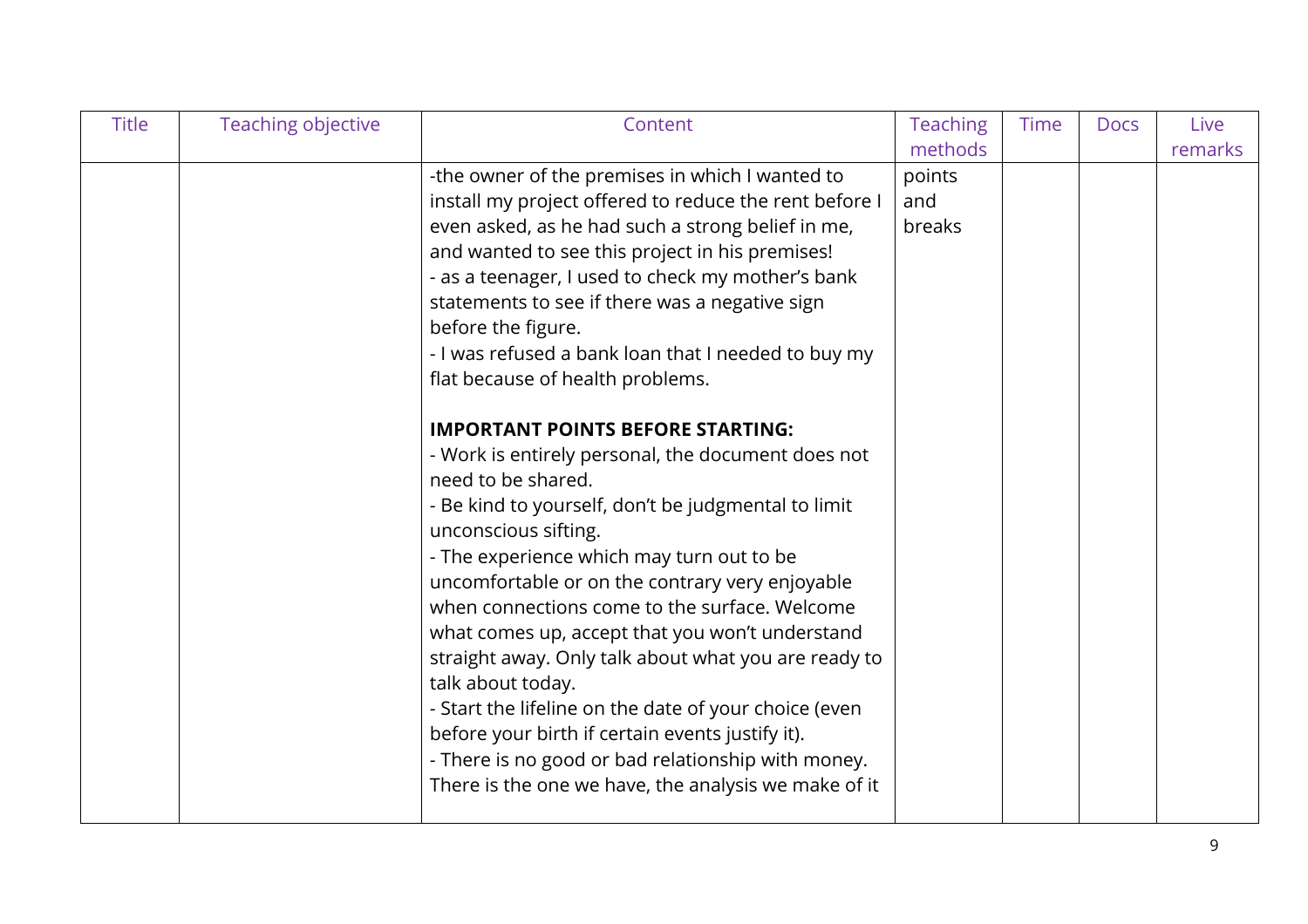| Title | Teaching objective | Content | Teaching methods | Time | Docs | Live remarks |
|---|---|---|---|---|---|---|
| | | -the owner of the premises in which I wanted to install my project offered to reduce the rent before I even asked, as he had such a strong belief in me, and wanted to see this project in his premises!<br>- as a teenager, I used to check my mother's bank statements to see if there was a negative sign before the figure.<br>- I was refused a bank loan that I needed to buy my flat because of health problems.<br><br>**IMPORTANT POINTS BEFORE STARTING:**<br>- Work is entirely personal, the document does not need to be shared.<br>- Be kind to yourself, don't be judgmental to limit unconscious sifting.<br>- The experience which may turn out to be uncomfortable or on the contrary very enjoyable when connections come to the surface. Welcome what comes up, accept that you won't understand straight away. Only talk about what you are ready to talk about today.<br>- Start the lifeline on the date of your choice (even before your birth if certain events justify it).<br>- There is no good or bad relationship with money. There is the one we have, the analysis we make of it | points and breaks | | | |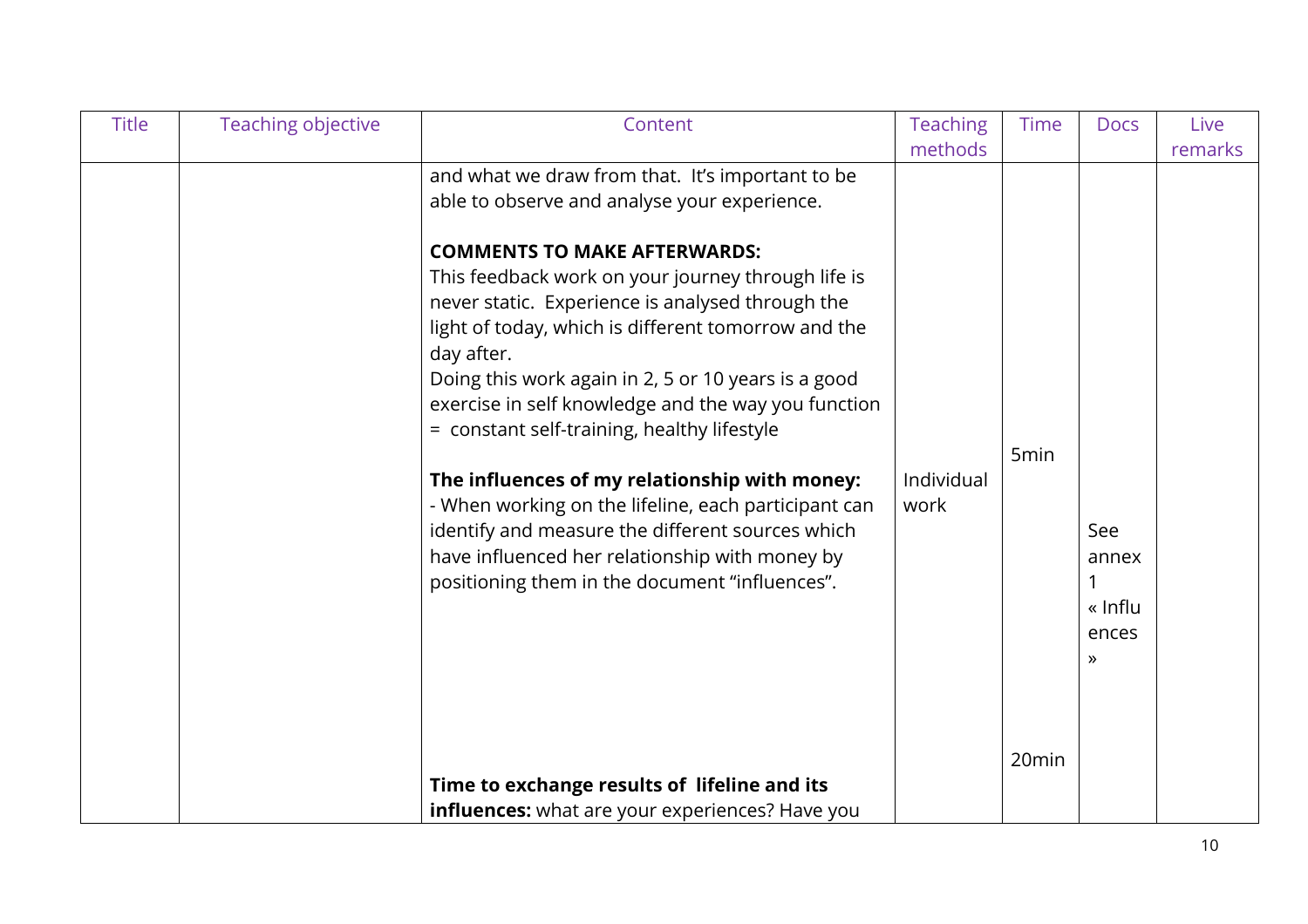| Title | Teaching objective | Content | Teaching methods | Time | Docs | Live remarks |
|---|---|---|---|---|---|---|
| | | and what we draw from that. It's important to be able to observe and analyse your experience.<br><br>**COMMENTS TO MAKE AFTERWARDS:**<br>This feedback work on your journey through life is never static. Experience is analysed through the light of today, which is different tomorrow and the day after.<br>Doing this work again in 2, 5 or 10 years is a good exercise in self knowledge and the way you function = constant self-training, healthy lifestyle | | | | |
| | | **The influences of my relationship with money:**<br>- When working on the lifeline, each participant can identify and measure the different sources which have influenced her relationship with money by positioning them in the document "influences". | Individual work | 5min | See annex 1 « Influences » | |
| | | **Time to exchange results of lifeline and its influences:** what are your experiences? Have you | | 20min | | |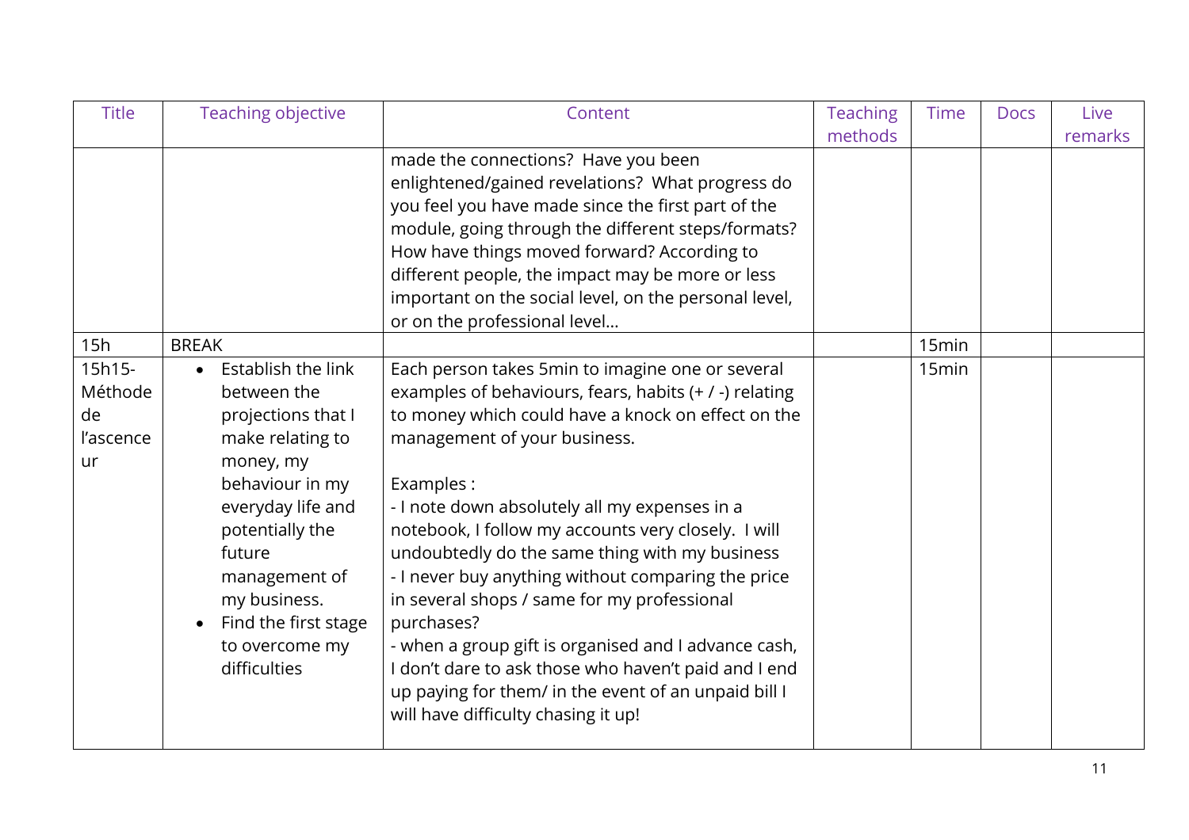| Title | Teaching objective | Content | Teaching methods | Time | Docs | Live remarks |
| --- | --- | --- | --- | --- | --- | --- |
| | | made the connections? Have you been enlightened/gained revelations? What progress do you feel you have made since the first part of the module, going through the different steps/formats? How have things moved forward? According to different people, the impact may be more or less important on the social level, on the personal level, or on the professional level… | | | | |
| 15h | BREAK | | | 15min | | |
| 15h15- Méthode de l'ascenceur | • Establish the link between the projections that I make relating to money, my behaviour in my everyday life and potentially the future management of my business.<br>• Find the first stage to overcome my difficulties | Each person takes 5min to imagine one or several examples of behaviours, fears, habits (+ / -) relating to money which could have a knock on effect on the management of your business.<br><br>Examples :<br>- I note down absolutely all my expenses in a notebook, I follow my accounts very closely. I will undoubtedly do the same thing with my business<br>- I never buy anything without comparing the price in several shops / same for my professional purchases?<br>- when a group gift is organised and I advance cash, I don't dare to ask those who haven't paid and I end up paying for them/ in the event of an unpaid bill I will have difficulty chasing it up! | | 15min | | |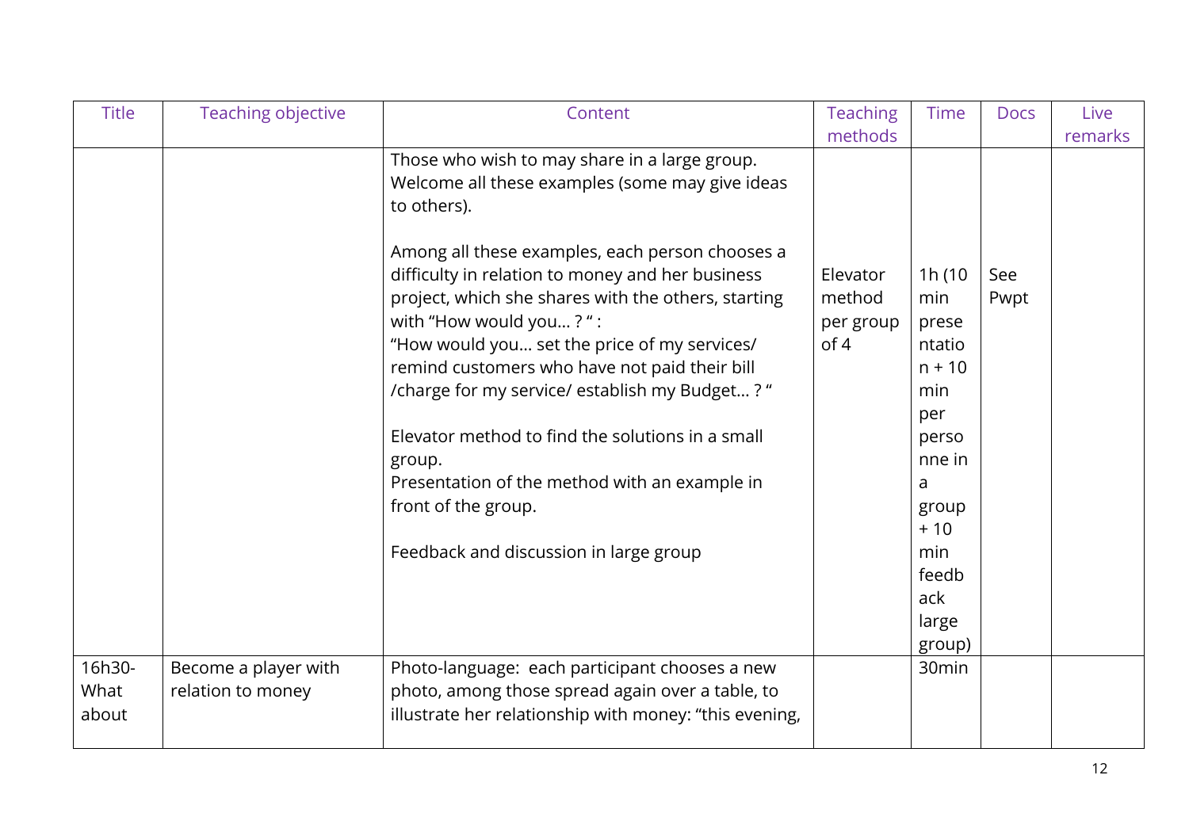| Title | Teaching objective | Content | Teaching methods | Time | Docs | Live remarks |
|---|---|---|---|---|---|---|
| | | Those who wish to may share in a large group. Welcome all these examples (some may give ideas to others).<br><br>Among all these examples, each person chooses a difficulty in relation to money and her business project, which she shares with the others, starting with "How would you… ? " :<br>"How would you… set the price of my services/ remind customers who have not paid their bill /charge for my service/ establish my Budget… ? "<br><br>Elevator method to find the solutions in a small group.<br>Presentation of the method with an example in front of the group.<br><br>Feedback and discussion in large group | Elevator method per group of 4 | 1h (10 min presentation + 10 min per personne in a group + 10 min feedback large group) | See Pwpt | |
| 16h30- What about | Become a player with relation to money | Photo-language: each participant chooses a new photo, among those spread again over a table, to illustrate her relationship with money: "this evening, | | 30min | | |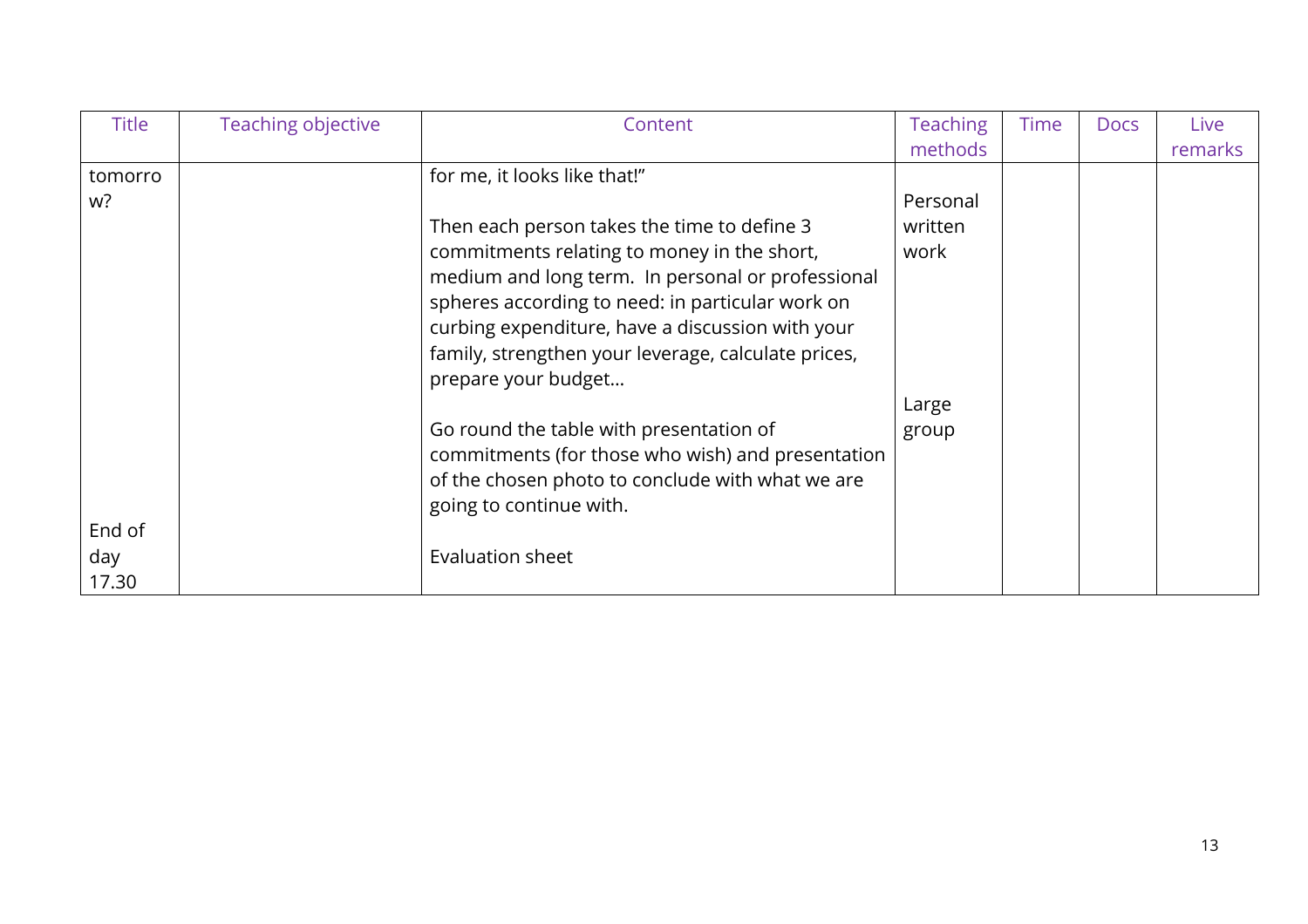| Title | Teaching objective | Content | Teaching methods | Time | Docs | Live remarks |
|---|---|---|---|---|---|---|
| tomorrow? | | for me, it looks like that!" | | | | |
| | | Then each person takes the time to define 3 commitments relating to money in the short, medium and long term. In personal or professional spheres according to need: in particular work on curbing expenditure, have a discussion with your family, strengthen your leverage, calculate prices, prepare your budget… | Personal written work | | | |
| | | Go round the table with presentation of commitments (for those who wish) and presentation of the chosen photo to conclude with what we are going to continue with. | Large group | | | |
| End of day 17.30 | | Evaluation sheet | | | | |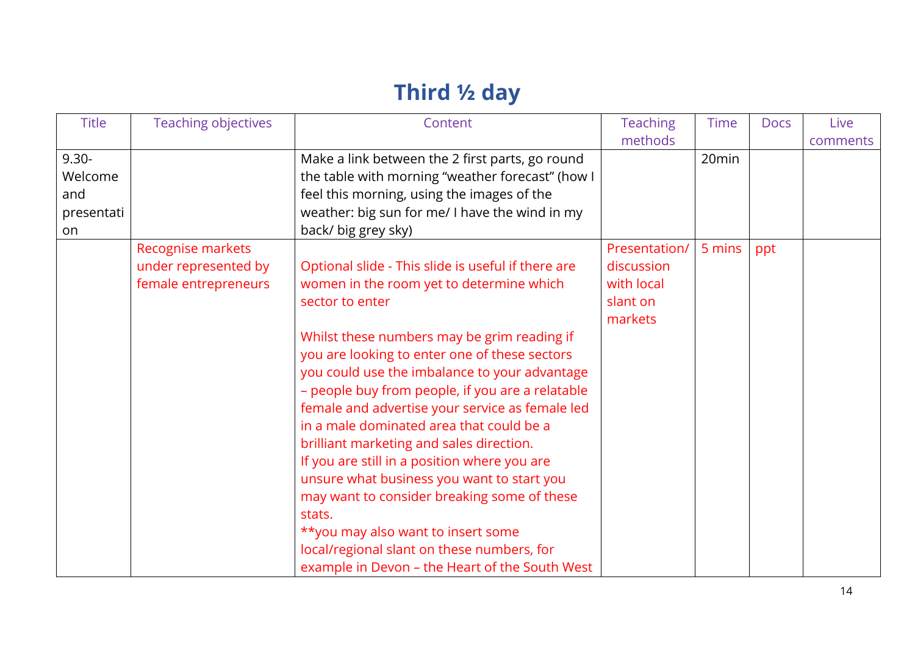# Third ½ day

| Title | Teaching objectives | Content | Teaching methods | Time | Docs | Live comments |
|---|---|---|---|---|---|---|
| 9.30- Welcome and presentation | | Make a link between the 2 first parts, go round the table with morning "weather forecast" (how I feel this morning, using the images of the weather: big sun for me/ I have the wind in my back/ big grey sky) | | 20min | | |
| | Recognise markets under represented by female entrepreneurs | Optional slide - This slide is useful if there are women in the room yet to determine which sector to enter<br><br>Whilst these numbers may be grim reading if you are looking to enter one of these sectors you could use the imbalance to your advantage – people buy from people, if you are a relatable female and advertise your service as female led in a male dominated area that could be a brilliant marketing and sales direction.<br>If you are still in a position where you are unsure what business you want to start you may want to consider breaking some of these stats.<br>**you may also want to insert some local/regional slant on these numbers, for example in Devon – the Heart of the South West | Presentation/ discussion with local slant on markets | 5 mins | ppt | |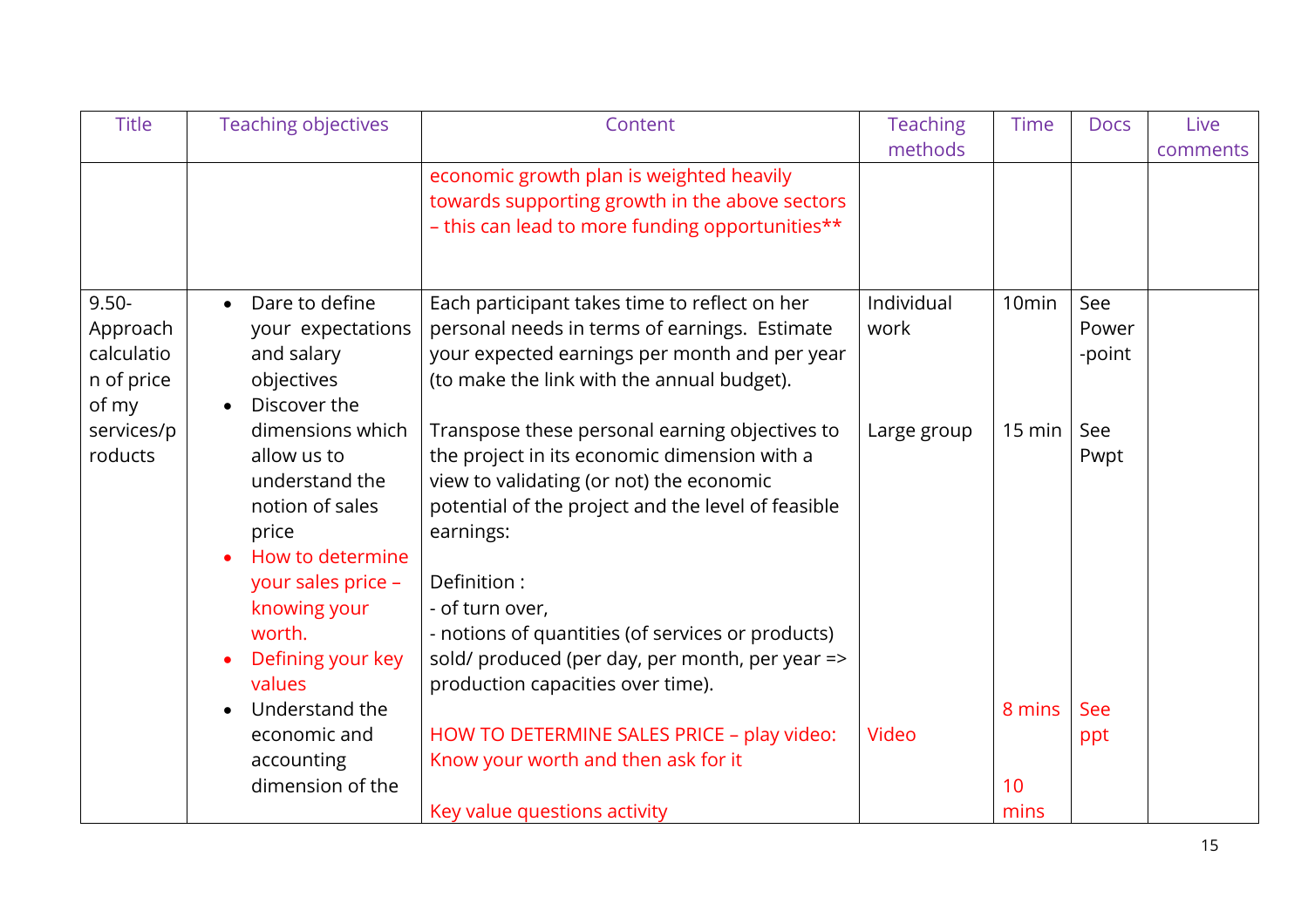| Title | Teaching objectives | Content | Teaching methods | Time | Docs | Live comments |
|---|---|---|---|---|---|---|
| | | economic growth plan is weighted heavily towards supporting growth in the above sectors – this can lead to more funding opportunities** | | | | |
| 9.50- Approach calculation of price of my services/products | • Dare to define your expectations and salary objectives<br>• Discover the dimensions which allow us to understand the notion of sales price<br>• How to determine your sales price – knowing your worth.<br>• Defining your key values<br>• Understand the economic and accounting dimension of the | Each participant takes time to reflect on her personal needs in terms of earnings. Estimate your expected earnings per month and per year (to make the link with the annual budget).<br><br>Transpose these personal earning objectives to the project in its economic dimension with a view to validating (or not) the economic potential of the project and the level of feasible earnings:<br><br>Definition :<br>- of turn over,<br>- notions of quantities (of services or products) sold/ produced (per day, per month, per year => production capacities over time).<br><br>HOW TO DETERMINE SALES PRICE – play video: Know your worth and then ask for it<br><br>Key value questions activity | Individual work<br><br>Large group<br><br>Video | 10min<br><br>15 min<br><br>8 mins<br><br>10 mins | See Power-point<br><br>See Pwpt<br><br>See ppt | |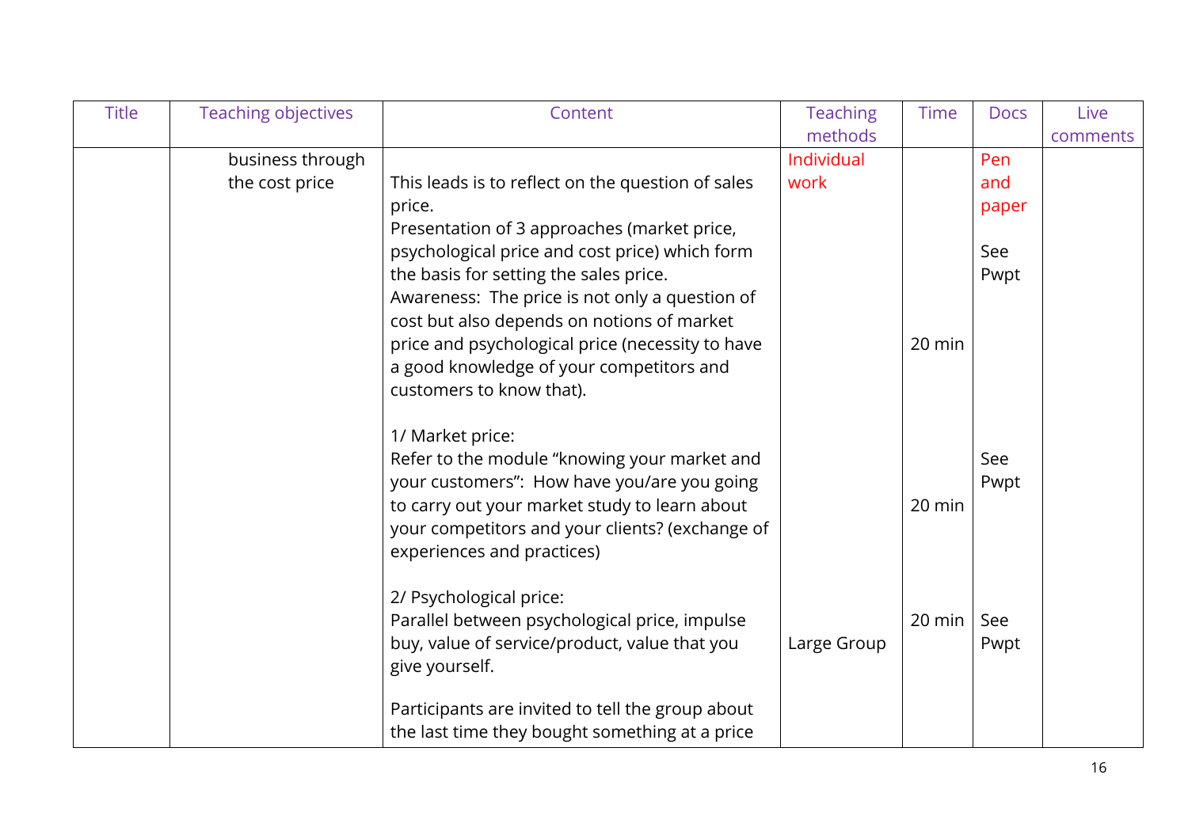| Title | Teaching objectives | Content | Teaching methods | Time | Docs | Live comments |
|---|---|---|---|---|---|---|
| | business through the cost price | This leads is to reflect on the question of sales price.<br>Presentation of 3 approaches (market price, psychological price and cost price) which form the basis for setting the sales price.<br>Awareness: The price is not only a question of cost but also depends on notions of market price and psychological price (necessity to have a good knowledge of your competitors and customers to know that). | Individual work | 20 min | Pen and paper<br><br>See Pwpt | |
| | | 1/ Market price:<br>Refer to the module "knowing your market and your customers": How have you/are you going to carry out your market study to learn about your competitors and your clients? (exchange of experiences and practices) | | 20 min | See Pwpt | |
| | | 2/ Psychological price:<br>Parallel between psychological price, impulse buy, value of service/product, value that you give yourself.<br><br>Participants are invited to tell the group about the last time they bought something at a price | Large Group | 20 min | See Pwpt | |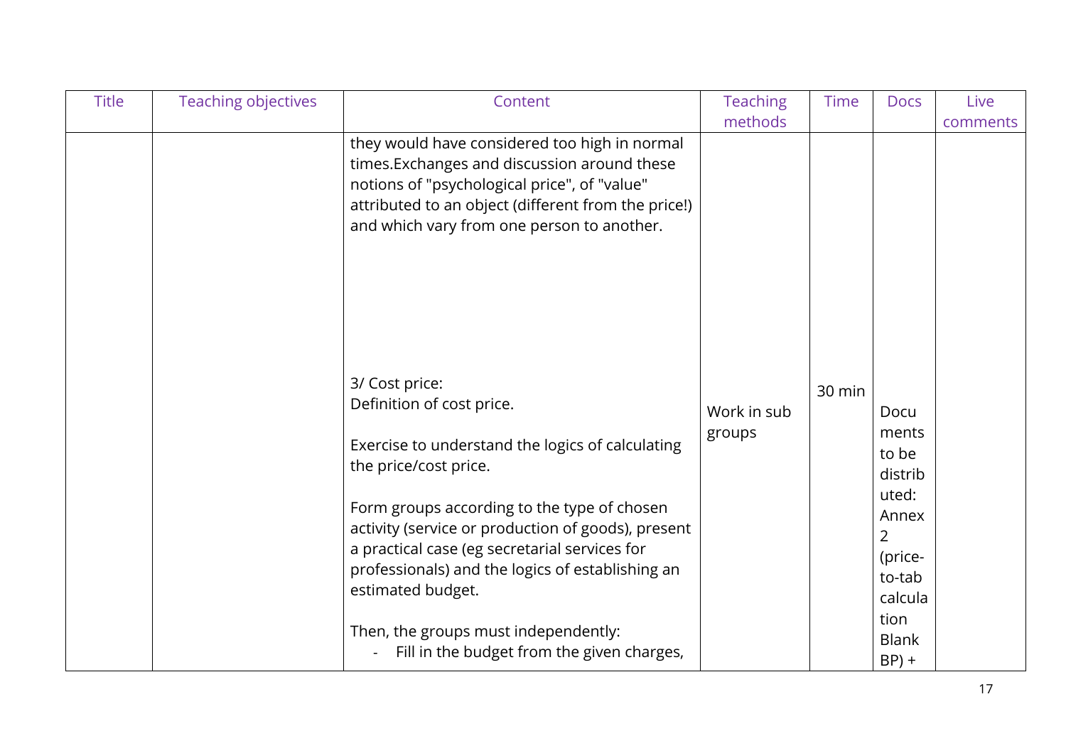| Title | Teaching objectives | Content | Teaching methods | Time | Docs | Live comments |
|---|---|---|---|---|---|---|
| | | they would have considered too high in normal times.Exchanges and discussion around these notions of "psychological price", of "value" attributed to an object (different from the price!) and which vary from one person to another. | | | | |
| | | 3/ Cost price:<br>Definition of cost price.<br><br>Exercise to understand the logics of calculating the price/cost price.<br><br>Form groups according to the type of chosen activity (service or production of goods), present a practical case (eg secretarial services for professionals) and the logics of establishing an estimated budget.<br><br>Then, the groups must independently:<br>- Fill in the budget from the given charges, | Work in sub groups | 30 min | Documents to be distributed: Annex 2 (price-to-tab calculation Blank BP) + | |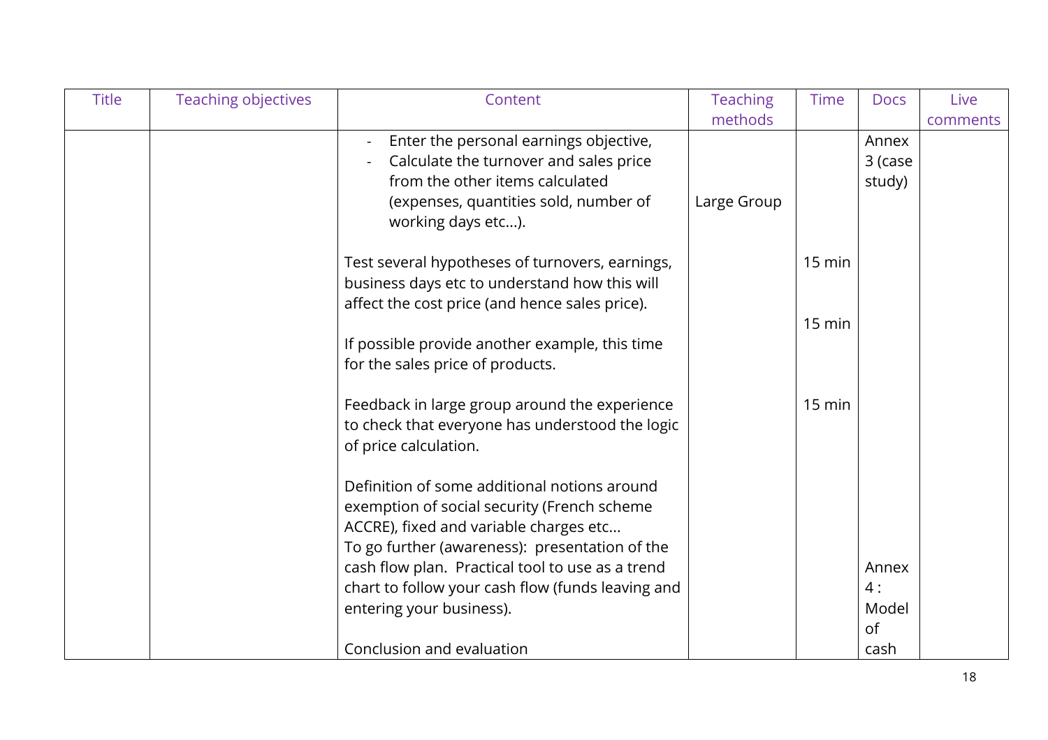| Title | Teaching objectives | Content | Teaching methods | Time | Docs | Live comments |
|---|---|---|---|---|---|---|
| | | - Enter the personal earnings objective,<br>- Calculate the turnover and sales price from the other items calculated (expenses, quantities sold, number of working days etc...). | Large Group | | Annex 3 (case study) | |
| | | Test several hypotheses of turnovers, earnings, business days etc to understand how this will affect the cost price (and hence sales price). | | 15 min | | |
| | | If possible provide another example, this time for the sales price of products. | | 15 min | | |
| | | Feedback in large group around the experience to check that everyone has understood the logic of price calculation. | | 15 min | | |
| | | Definition of some additional notions around exemption of social security (French scheme ACCRE), fixed and variable charges etc...<br>To go further (awareness): presentation of the cash flow plan. Practical tool to use as a trend chart to follow your cash flow (funds leaving and entering your business). | | | Annex 4 : Model of cash | |
| | | Conclusion and evaluation | | | | |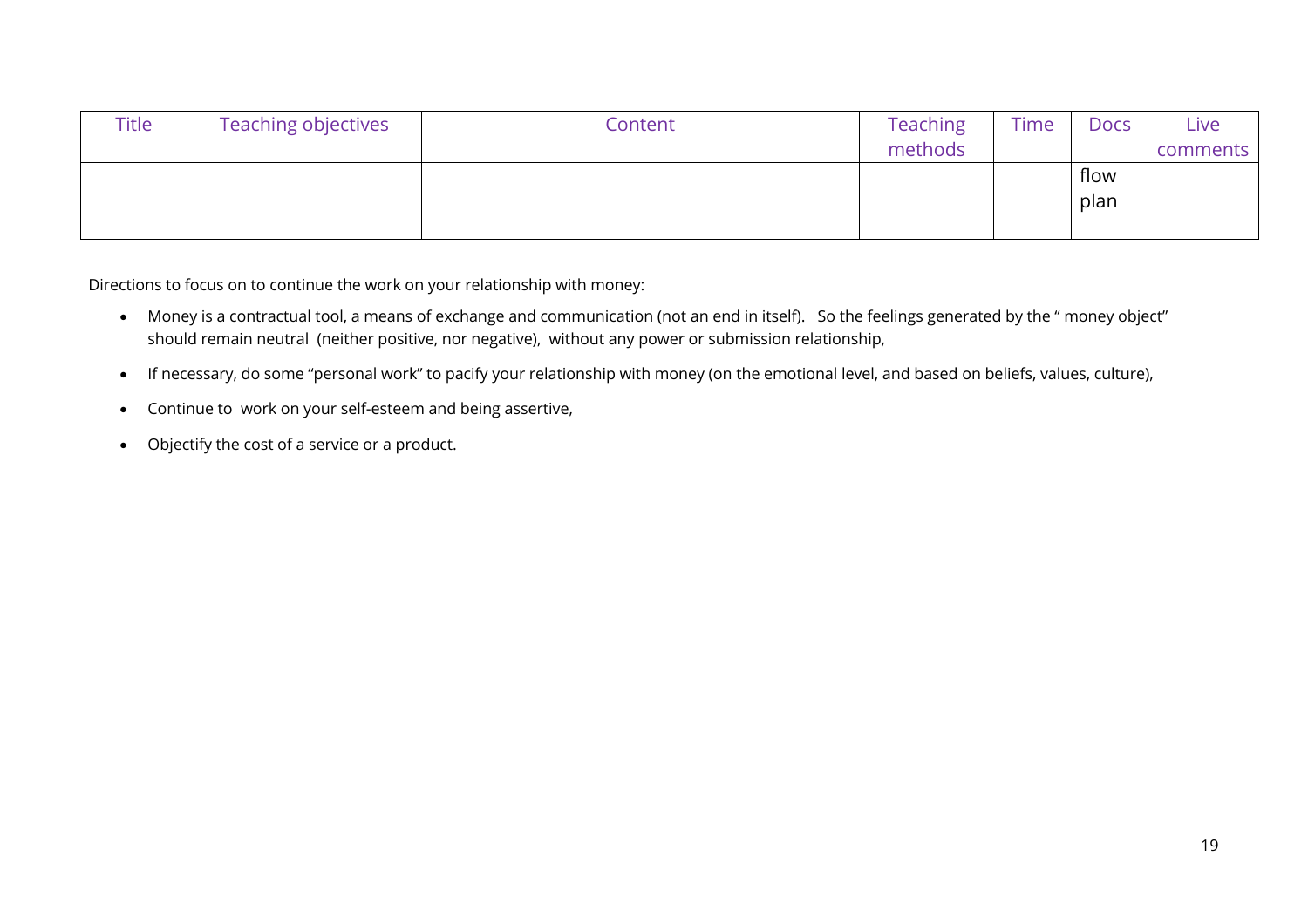| Title | Teaching objectives | Content | Teaching methods | Time | Docs | Live comments |
|---|---|---|---|---|---|---|
| | | | | | flow plan | |

Directions to focus on to continue the work on your relationship with money:

- Money is a contractual tool, a means of exchange and communication (not an end in itself). So the feelings generated by the " money object" should remain neutral (neither positive, nor negative), without any power or submission relationship,
- If necessary, do some "personal work" to pacify your relationship with money (on the emotional level, and based on beliefs, values, culture),
- Continue to work on your self-esteem and being assertive,
- Objectify the cost of a service or a product.